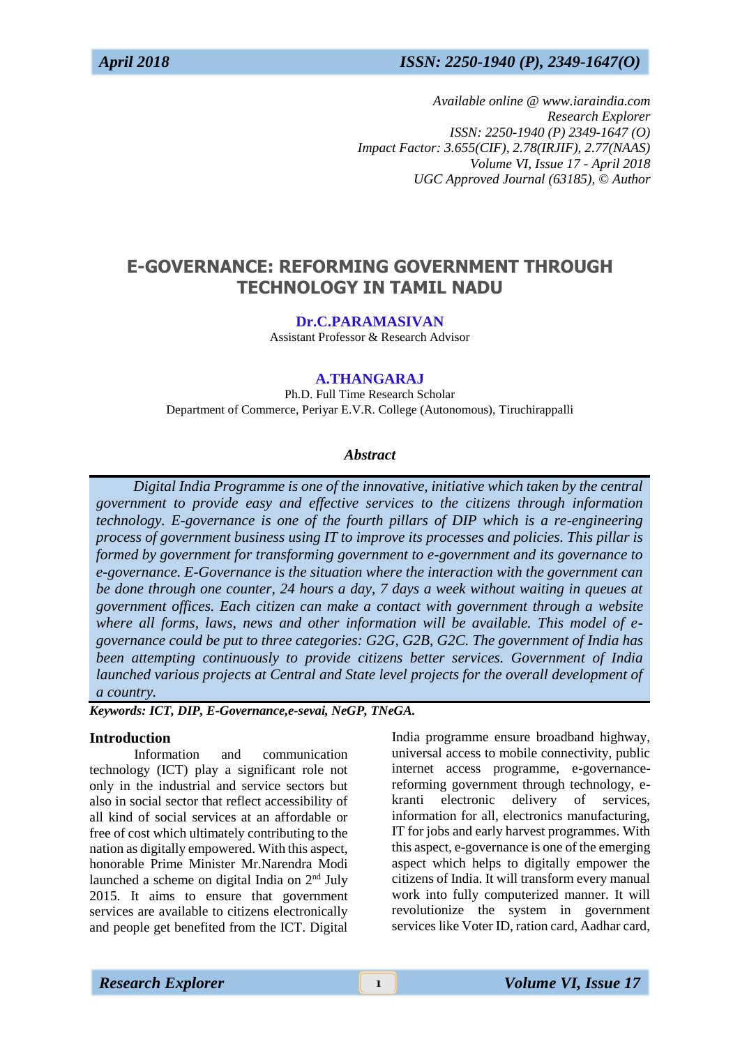*Available online @ www.iaraindia.com*
*Research Explorer*
*ISSN: 2250-1940 (P) 2349-1647 (O)*
*Impact Factor: 3.655(CIF), 2.78(IRJIF), 2.77(NAAS)*
*Volume VI, Issue 17 - April 2018*
*UGC Approved Journal (63185), © Author*

# E-GOVERNANCE: REFORMING GOVERNMENT THROUGH TECHNOLOGY IN TAMIL NADU

**Dr.C.PARAMASIVAN**
Assistant Professor & Research Advisor

**A.THANGARAJ**
Ph.D. Full Time Research Scholar
Department of Commerce, Periyar E.V.R. College (Autonomous), Tiruchirappalli

### *Abstract*

*Digital India Programme is one of the innovative, initiative which taken by the central government to provide easy and effective services to the citizens through information technology. E-governance is one of the fourth pillars of DIP which is a re-engineering process of government business using IT to improve its processes and policies. This pillar is formed by government for transforming government to e-government and its governance to e-governance. E-Governance is the situation where the interaction with the government can be done through one counter, 24 hours a day, 7 days a week without waiting in queues at government offices. Each citizen can make a contact with government through a website where all forms, laws, news and other information will be available. This model of e-governance could be put to three categories: G2G, G2B, G2C. The government of India has been attempting continuously to provide citizens better services. Government of India launched various projects at Central and State level projects for the overall development of a country.*

***Keywords: ICT, DIP, E-Governance,e-sevai, NeGP, TNeGA.***

## Introduction

Information and communication technology (ICT) play a significant role not only in the industrial and service sectors but also in social sector that reflect accessibility of all kind of social services at an affordable or free of cost which ultimately contributing to the nation as digitally empowered. With this aspect, honorable Prime Minister Mr.Narendra Modi launched a scheme on digital India on 2nd July 2015. It aims to ensure that government services are available to citizens electronically and people get benefited from the ICT. Digital India programme ensure broadband highway, universal access to mobile connectivity, public internet access programme, e-governance-reforming government through technology, e-kranti electronic delivery of services, information for all, electronics manufacturing, IT for jobs and early harvest programmes. With this aspect, e-governance is one of the emerging aspect which helps to digitally empower the citizens of India. It will transform every manual work into fully computerized manner. It will revolutionize the system in government services like Voter ID, ration card, Aadhar card,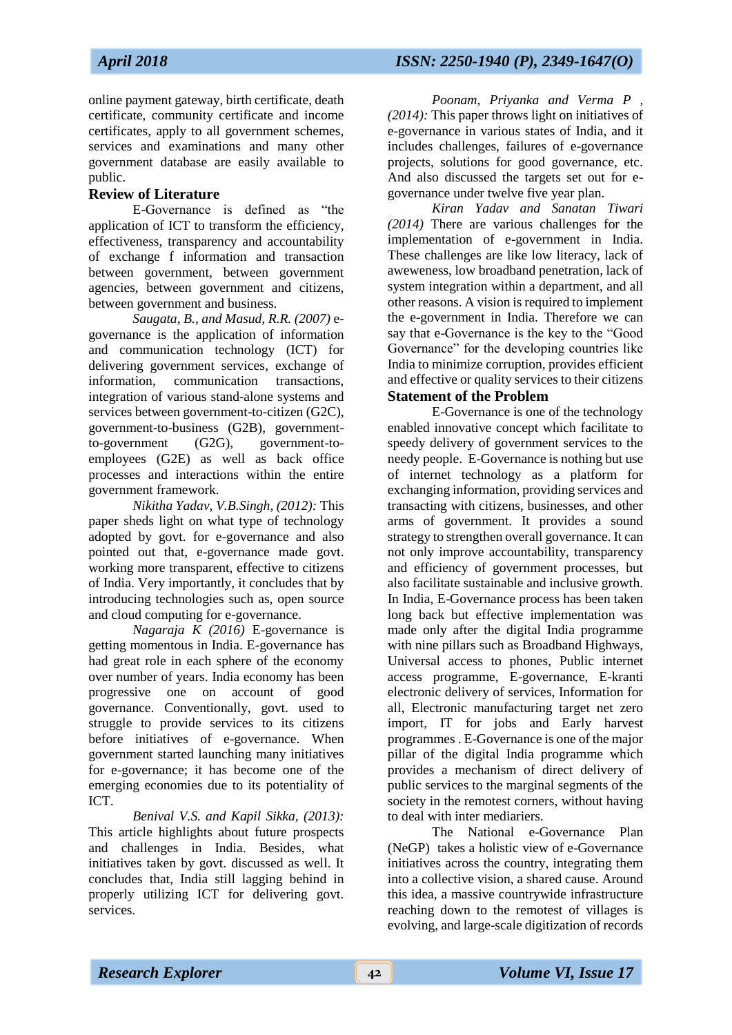online payment gateway, birth certificate, death certificate, community certificate and income certificates, apply to all government schemes, services and examinations and many other government database are easily available to public.

## Review of Literature

E-Governance is defined as "the application of ICT to transform the efficiency, effectiveness, transparency and accountability of exchange f information and transaction between government, between government agencies, between government and citizens, between government and business.

*Saugata, B., and Masud, R.R. (2007)* e-governance is the application of information and communication technology (ICT) for delivering government services, exchange of information, communication transactions, integration of various stand-alone systems and services between government-to-citizen (G2C), government-to-business (G2B), government-to-government (G2G), government-to-employees (G2E) as well as back office processes and interactions within the entire government framework.

*Nikitha Yadav, V.B.Singh, (2012):* This paper sheds light on what type of technology adopted by govt. for e-governance and also pointed out that, e-governance made govt. working more transparent, effective to citizens of India. Very importantly, it concludes that by introducing technologies such as, open source and cloud computing for e-governance.

*Nagaraja K (2016)* E-governance is getting momentous in India. E-governance has had great role in each sphere of the economy over number of years. India economy has been progressive one on account of good governance. Conventionally, govt. used to struggle to provide services to its citizens before initiatives of e-governance. When government started launching many initiatives for e-governance; it has become one of the emerging economies due to its potentiality of ICT.

*Benival V.S. and Kapil Sikka, (2013):* This article highlights about future prospects and challenges in India. Besides, what initiatives taken by govt. discussed as well. It concludes that, India still lagging behind in properly utilizing ICT for delivering govt. services.

*Poonam, Priyanka and Verma P , (2014):* This paper throws light on initiatives of e-governance in various states of India, and it includes challenges, failures of e-governance projects, solutions for good governance, etc. And also discussed the targets set out for e-governance under twelve five year plan.

*Kiran Yadav and Sanatan Tiwari (2014)* There are various challenges for the implementation of e-government in India. These challenges are like low literacy, lack of aweweness, low broadband penetration, lack of system integration within a department, and all other reasons. A vision is required to implement the e-government in India. Therefore we can say that e-Governance is the key to the "Good Governance" for the developing countries like India to minimize corruption, provides efficient and effective or quality services to their citizens

## Statement of the Problem

E-Governance is one of the technology enabled innovative concept which facilitate to speedy delivery of government services to the needy people. E-Governance is nothing but use of internet technology as a platform for exchanging information, providing services and transacting with citizens, businesses, and other arms of government. It provides a sound strategy to strengthen overall governance. It can not only improve accountability, transparency and efficiency of government processes, but also facilitate sustainable and inclusive growth. In India, E-Governance process has been taken long back but effective implementation was made only after the digital India programme with nine pillars such as Broadband Highways, Universal access to phones, Public internet access programme, E-governance, E-kranti electronic delivery of services, Information for all, Electronic manufacturing target net zero import, IT for jobs and Early harvest programmes . E-Governance is one of the major pillar of the digital India programme which provides a mechanism of direct delivery of public services to the marginal segments of the society in the remotest corners, without having to deal with inter mediariers.

The National e-Governance Plan (NeGP) takes a holistic view of e-Governance initiatives across the country, integrating them into a collective vision, a shared cause. Around this idea, a massive countrywide infrastructure reaching down to the remotest of villages is evolving, and large-scale digitization of records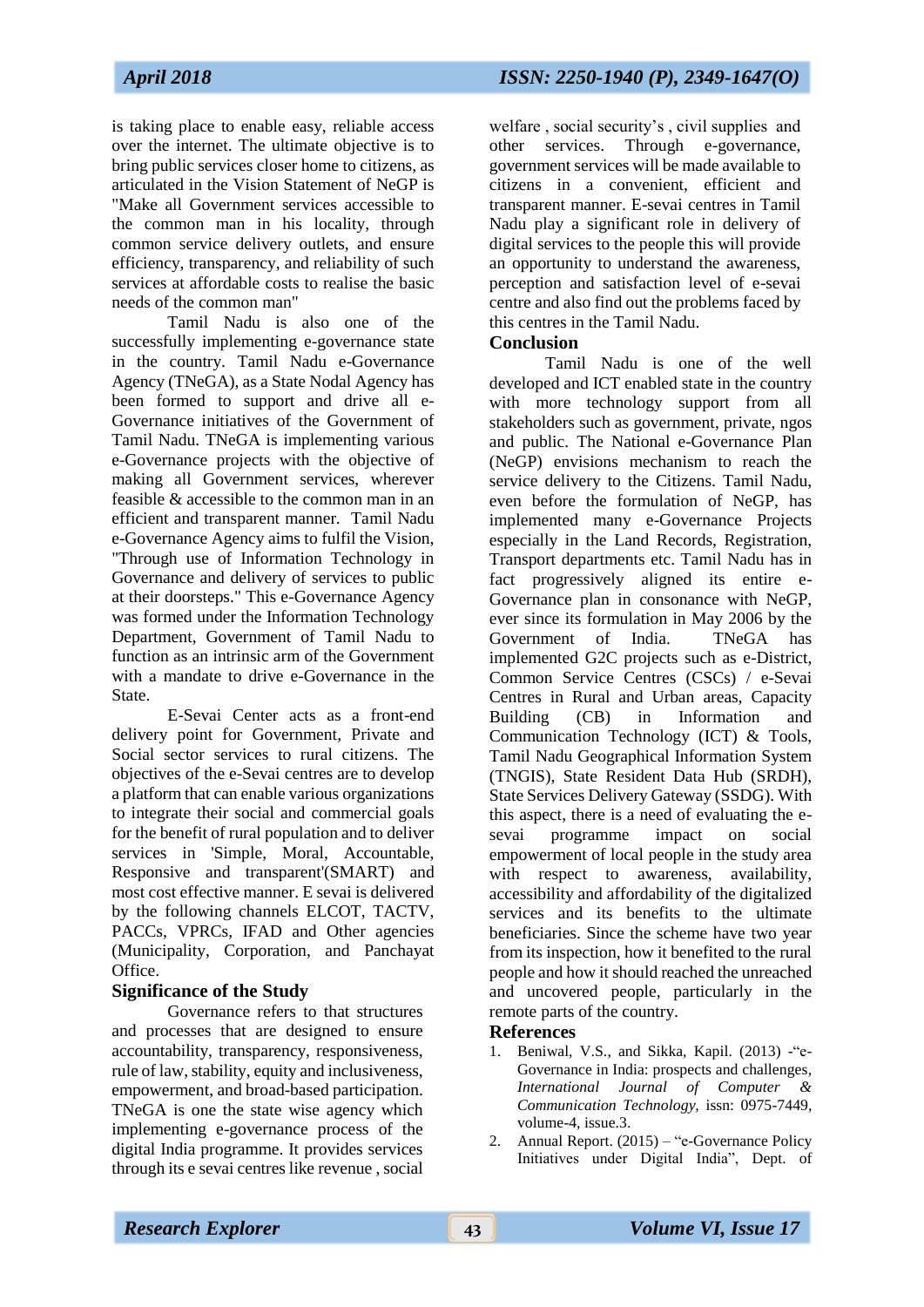is taking place to enable easy, reliable access over the internet. The ultimate objective is to bring public services closer home to citizens, as articulated in the Vision Statement of NeGP is "Make all Government services accessible to the common man in his locality, through common service delivery outlets, and ensure efficiency, transparency, and reliability of such services at affordable costs to realise the basic needs of the common man"

Tamil Nadu is also one of the successfully implementing e-governance state in the country. Tamil Nadu e-Governance Agency (TNeGA), as a State Nodal Agency has been formed to support and drive all e-Governance initiatives of the Government of Tamil Nadu. TNeGA is implementing various e-Governance projects with the objective of making all Government services, wherever feasible & accessible to the common man in an efficient and transparent manner. Tamil Nadu e-Governance Agency aims to fulfil the Vision, "Through use of Information Technology in Governance and delivery of services to public at their doorsteps." This e-Governance Agency was formed under the Information Technology Department, Government of Tamil Nadu to function as an intrinsic arm of the Government with a mandate to drive e-Governance in the State.

E-Sevai Center acts as a front-end delivery point for Government, Private and Social sector services to rural citizens. The objectives of the e-Sevai centres are to develop a platform that can enable various organizations to integrate their social and commercial goals for the benefit of rural population and to deliver services in 'Simple, Moral, Accountable, Responsive and transparent'(SMART) and most cost effective manner. E sevai is delivered by the following channels ELCOT, TACTV, PACCs, VPRCs, IFAD and Other agencies (Municipality, Corporation, and Panchayat Office.

## Significance of the Study

Governance refers to that structures and processes that are designed to ensure accountability, transparency, responsiveness, rule of law, stability, equity and inclusiveness, empowerment, and broad-based participation. TNeGA is one the state wise agency which implementing e-governance process of the digital India programme. It provides services through its e sevai centres like revenue , social welfare , social security's , civil supplies and other services. Through e-governance, government services will be made available to citizens in a convenient, efficient and transparent manner. E-sevai centres in Tamil Nadu play a significant role in delivery of digital services to the people this will provide an opportunity to understand the awareness, perception and satisfaction level of e-sevai centre and also find out the problems faced by this centres in the Tamil Nadu.

## Conclusion

Tamil Nadu is one of the well developed and ICT enabled state in the country with more technology support from all stakeholders such as government, private, ngos and public. The National e-Governance Plan (NeGP) envisions mechanism to reach the service delivery to the Citizens. Tamil Nadu, even before the formulation of NeGP, has implemented many e-Governance Projects especially in the Land Records, Registration, Transport departments etc. Tamil Nadu has in fact progressively aligned its entire e-Governance plan in consonance with NeGP, ever since its formulation in May 2006 by the Government of India. TNeGA has implemented G2C projects such as e-District, Common Service Centres (CSCs) / e-Sevai Centres in Rural and Urban areas, Capacity Building (CB) in Information and Communication Technology (ICT) & Tools, Tamil Nadu Geographical Information System (TNGIS), State Resident Data Hub (SRDH), State Services Delivery Gateway (SSDG). With this aspect, there is a need of evaluating the e-sevai programme impact on social empowerment of local people in the study area with respect to awareness, availability, accessibility and affordability of the digitalized services and its benefits to the ultimate beneficiaries. Since the scheme have two year from its inspection, how it benefited to the rural people and how it should reached the unreached and uncovered people, particularly in the remote parts of the country.

## References

1. Beniwal, V.S., and Sikka, Kapil. (2013) -"e-Governance in India: prospects and challenges, *International Journal of Computer & Communication Technology*, issn: 0975-7449, volume-4, issue.3.
2. Annual Report. (2015) – "e-Governance Policy Initiatives under Digital India", Dept. of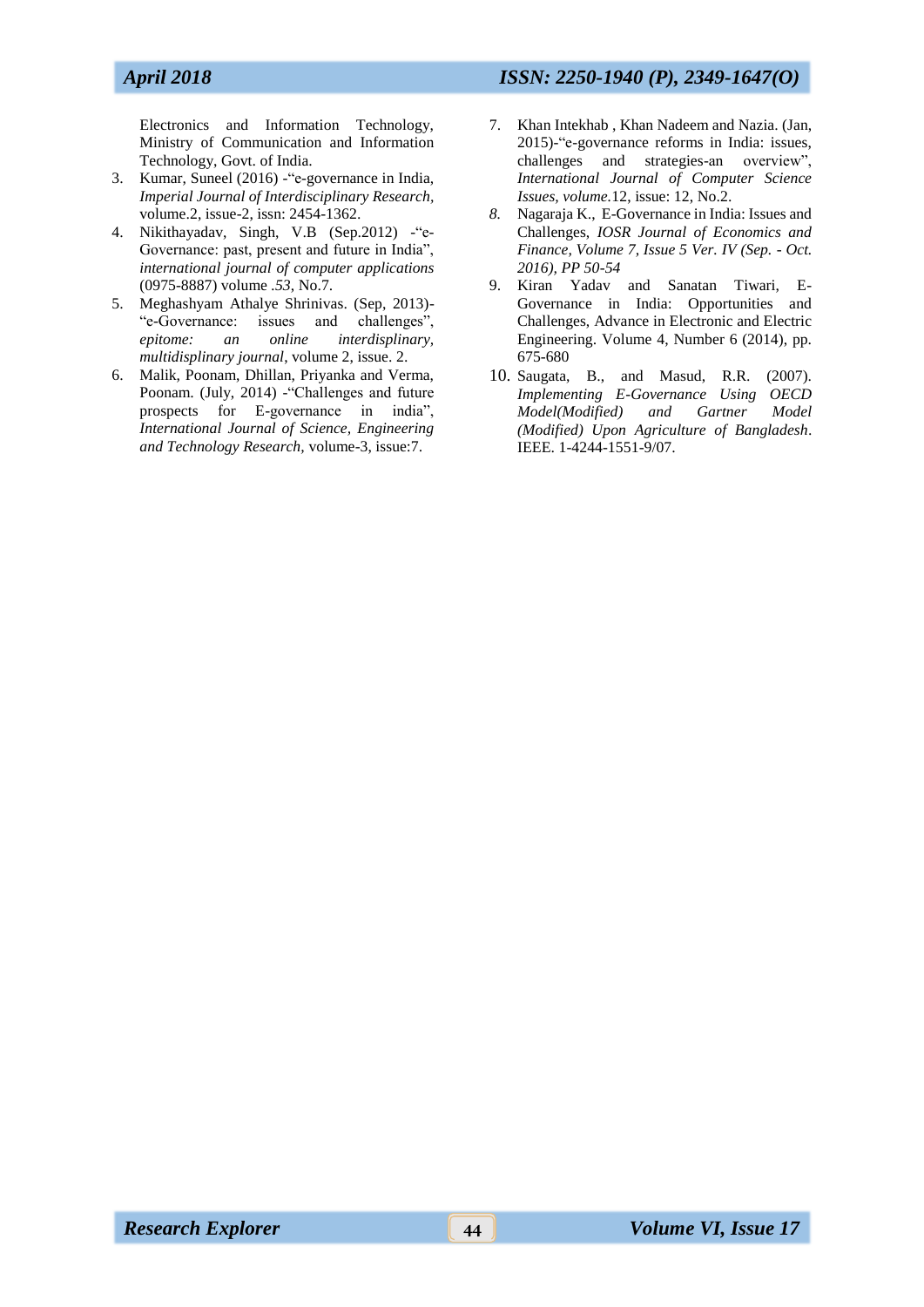Electronics and Information Technology, Ministry of Communication and Information Technology, Govt. of India.

3. Kumar, Suneel (2016) -"e-governance in India, *Imperial Journal of Interdisciplinary Research*, volume.2, issue-2, issn: 2454-1362.
4. Nikithayadav, Singh, V.B (Sep.2012) -"e-Governance: past, present and future in India", *international journal of computer applications* (0975-8887) volume *.53*, No.7.
5. Meghashyam Athalye Shrinivas. (Sep, 2013)- "e-Governance: issues and challenges", *epitome: an online interdisplinary, multidisplinary journal*, volume 2, issue. 2.
6. Malik, Poonam, Dhillan, Priyanka and Verma, Poonam. (July, 2014) -"Challenges and future prospects for E-governance in india", *International Journal of Science, Engineering and Technology Research*, volume-3, issue:7.
7. Khan Intekhab , Khan Nadeem and Nazia. (Jan, 2015)-"e-governance reforms in India: issues, challenges and strategies-an overview", *International Journal of Computer Science Issues, volume.*12, issue: 12, No.2.
8. Nagaraja K., E-Governance in India: Issues and Challenges, *IOSR Journal of Economics and Finance, Volume 7, Issue 5 Ver. IV (Sep. - Oct. 2016), PP 50-54*
9. Kiran Yadav and Sanatan Tiwari, E-Governance in India: Opportunities and Challenges, Advance in Electronic and Electric Engineering. Volume 4, Number 6 (2014), pp. 675-680
10. Saugata, B., and Masud, R.R. (2007). *Implementing E-Governance Using OECD Model(Modified) and Gartner Model (Modified) Upon Agriculture of Bangladesh*. IEEE. 1-4244-1551-9/07.